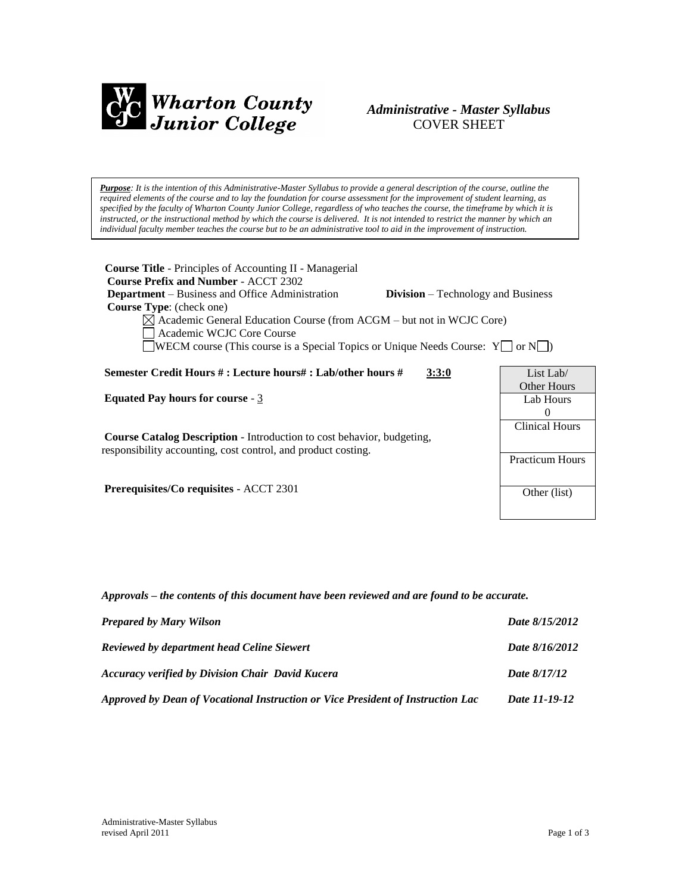**Wharton County Junior College**

*Administrative - Master Syllabus*
COVER SHEET

***Purpose**: It is the intention of this Administrative-Master Syllabus to provide a general description of the course, outline the required elements of the course and to lay the foundation for course assessment for the improvement of student learning, as specified by the faculty of Wharton County Junior College, regardless of who teaches the course, the timeframe by which it is instructed, or the instructional method by which the course is delivered. It is not intended to restrict the manner by which an individual faculty member teaches the course but to be an administrative tool to aid in the improvement of instruction.*

**Course Title** - Principles of Accounting II - Managerial
**Course Prefix and Number** - ACCT 2302
**Department** – Business and Office Administration **Division** – Technology and Business
**Course Type**: (check one)

- ☒ Academic General Education Course (from ACGM – but not in WCJC Core)
- ☐ Academic WCJC Core Course
- ☐ WECM course (This course is a Special Topics or Unique Needs Course: Y☐ or N☐)

**Semester Credit Hours # : Lecture hours# : Lab/other hours #** **3:3:0**

**Equated Pay hours for course** - 3

**Course Catalog Description** - Introduction to cost behavior, budgeting, responsibility accounting, cost control, and product costing.

**Prerequisites/Co requisites** - ACCT 2301

| List Lab/ Other Hours |
|---|
| Lab Hours 0 |
| Clinical Hours |
| Practicum Hours |
| Other (list) |

***Approvals – the contents of this document have been reviewed and are found to be accurate.***

| | |
|---|---|
| ***Prepared by Mary Wilson*** | ***Date 8/15/2012*** |
| ***Reviewed by department head Celine Siewert*** | ***Date 8/16/2012*** |
| ***Accuracy verified by Division Chair David Kucera*** | ***Date 8/17/12*** |
| ***Approved by Dean of Vocational Instruction or Vice President of Instruction Lac*** | ***Date 11-19-12*** |

Administrative-Master Syllabus
revised April 2011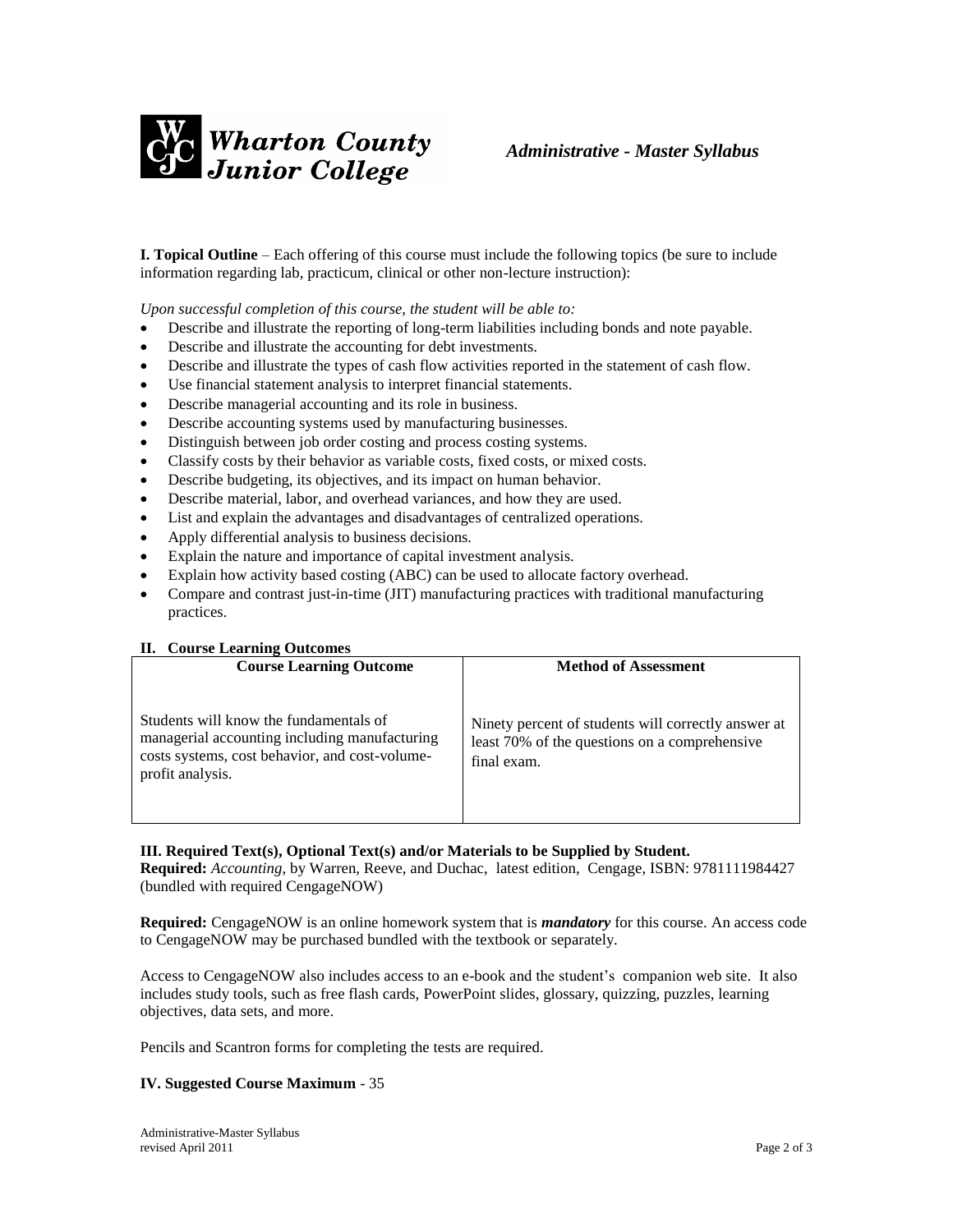**I. Topical Outline** – Each offering of this course must include the following topics (be sure to include information regarding lab, practicum, clinical or other non-lecture instruction):

*Upon successful completion of this course, the student will be able to:*

- Describe and illustrate the reporting of long-term liabilities including bonds and note payable.
- Describe and illustrate the accounting for debt investments.
- Describe and illustrate the types of cash flow activities reported in the statement of cash flow.
- Use financial statement analysis to interpret financial statements.
- Describe managerial accounting and its role in business.
- Describe accounting systems used by manufacturing businesses.
- Distinguish between job order costing and process costing systems.
- Classify costs by their behavior as variable costs, fixed costs, or mixed costs.
- Describe budgeting, its objectives, and its impact on human behavior.
- Describe material, labor, and overhead variances, and how they are used.
- List and explain the advantages and disadvantages of centralized operations.
- Apply differential analysis to business decisions.
- Explain the nature and importance of capital investment analysis.
- Explain how activity based costing (ABC) can be used to allocate factory overhead.
- Compare and contrast just-in-time (JIT) manufacturing practices with traditional manufacturing practices.

**II. Course Learning Outcomes**

| Course Learning Outcome | Method of Assessment |
|---|---|
| Students will know the fundamentals of managerial accounting including manufacturing costs systems, cost behavior, and cost-volume-profit analysis. | Ninety percent of students will correctly answer at least 70% of the questions on a comprehensive final exam. |

**III. Required Text(s), Optional Text(s) and/or Materials to be Supplied by Student.**

**Required:** *Accounting*, by Warren, Reeve, and Duchac, latest edition, Cengage, ISBN: 9781111984427 (bundled with required CengageNOW)

**Required:** CengageNOW is an online homework system that is ***mandatory*** for this course. An access code to CengageNOW may be purchased bundled with the textbook or separately.

Access to CengageNOW also includes access to an e-book and the student's companion web site. It also includes study tools, such as free flash cards, PowerPoint slides, glossary, quizzing, puzzles, learning objectives, data sets, and more.

Pencils and Scantron forms for completing the tests are required.

**IV. Suggested Course Maximum** - 35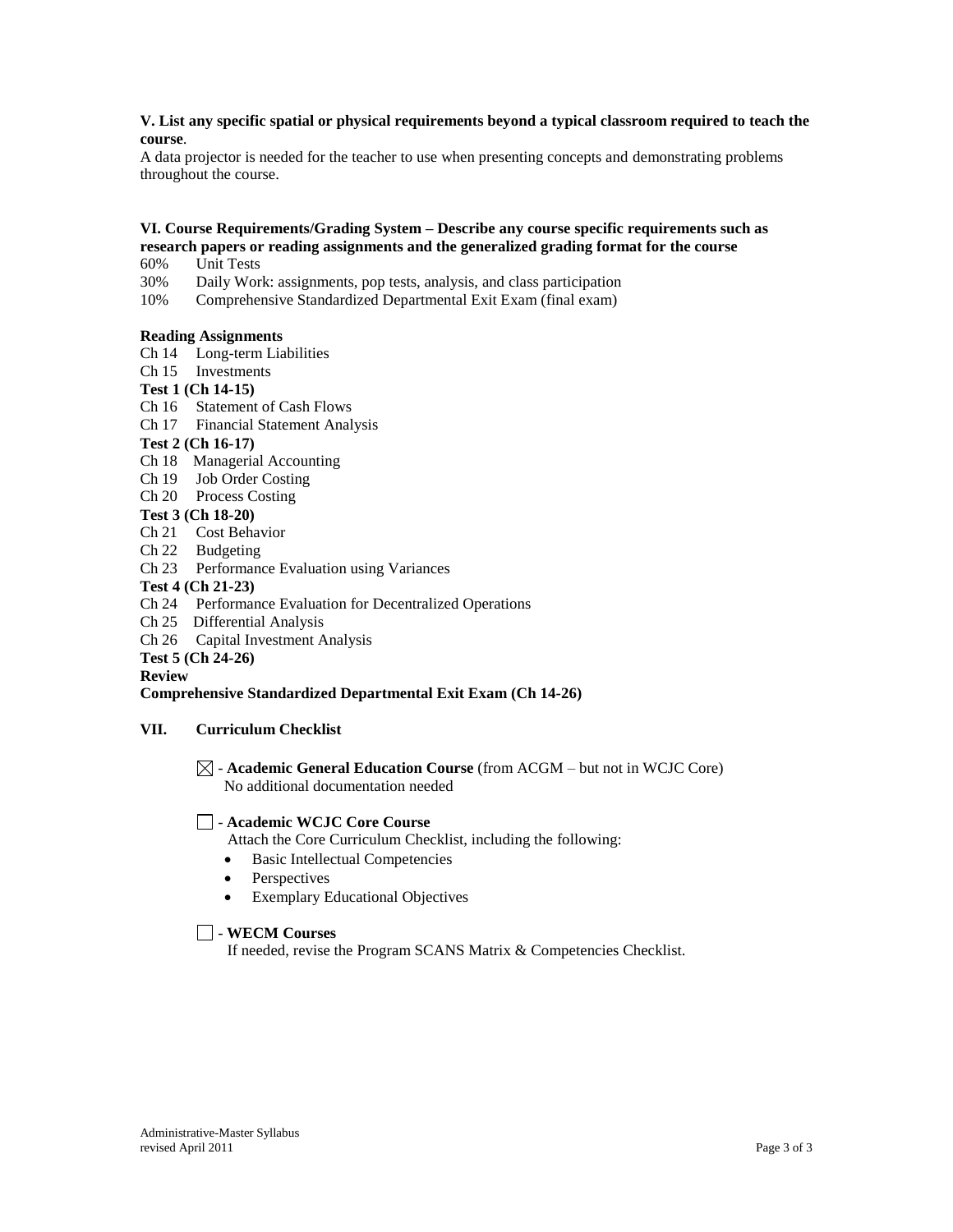**V. List any specific spatial or physical requirements beyond a typical classroom required to teach the course**.

A data projector is needed for the teacher to use when presenting concepts and demonstrating problems throughout the course.

**VI. Course Requirements/Grading System – Describe any course specific requirements such as research papers or reading assignments and the generalized grading format for the course**

60% Unit Tests
30% Daily Work: assignments, pop tests, analysis, and class participation
10% Comprehensive Standardized Departmental Exit Exam (final exam)

**Reading Assignments**

Ch 14 Long-term Liabilities
Ch 15 Investments
**Test 1 (Ch 14-15)**
Ch 16 Statement of Cash Flows
Ch 17 Financial Statement Analysis
**Test 2 (Ch 16-17)**
Ch 18 Managerial Accounting
Ch 19 Job Order Costing
Ch 20 Process Costing
**Test 3 (Ch 18-20)**
Ch 21 Cost Behavior
Ch 22 Budgeting
Ch 23 Performance Evaluation using Variances
**Test 4 (Ch 21-23)**
Ch 24 Performance Evaluation for Decentralized Operations
Ch 25 Differential Analysis
Ch 26 Capital Investment Analysis
**Test 5 (Ch 24-26)**
**Review**
**Comprehensive Standardized Departmental Exit Exam (Ch 14-26)**

**VII. Curriculum Checklist**

☒ - **Academic General Education Course** (from ACGM – but not in WCJC Core)
No additional documentation needed

☐ - **Academic WCJC Core Course**
Attach the Core Curriculum Checklist, including the following:

- Basic Intellectual Competencies
- Perspectives
- Exemplary Educational Objectives

☐ - **WECM Courses**
If needed, revise the Program SCANS Matrix & Competencies Checklist.